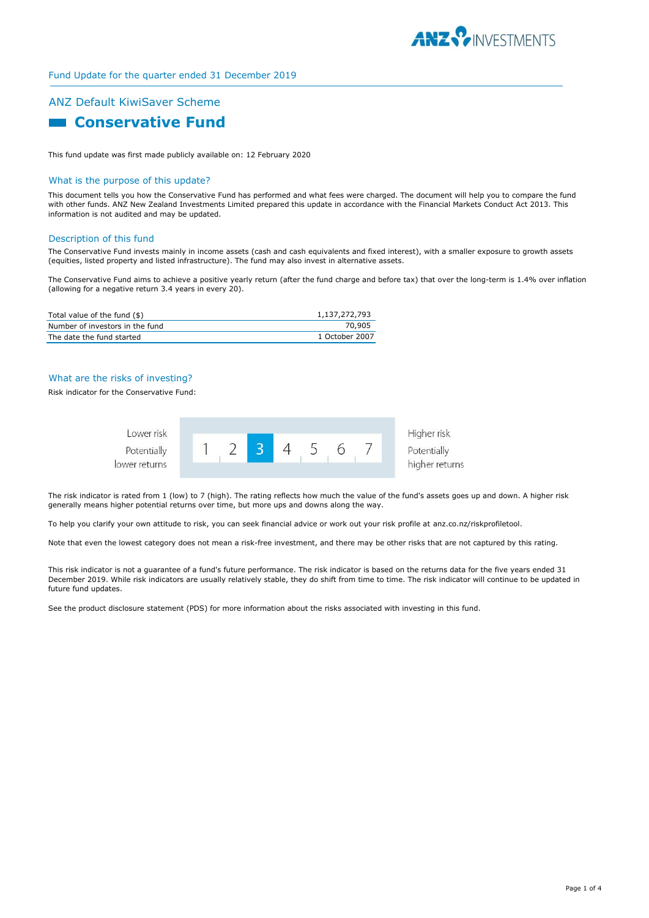Fund Update for the quarter ended 31 December 2019

## ANZ Default KiwiSaver Scheme

# Conservative Fund

This fund update was first made publicly available on: 12 February 2020

### What is the purpose of this update?

This document tells you how the Conservative Fund has performed and what fees were charged. The document will help you to compare the fund with other funds. ANZ New Zealand Investments Limited prepared this update in accordance with the Financial Markets Conduct Act 2013. This information is not audited and may be updated.

### Description of this fund

The Conservative Fund invests mainly in income assets (cash and cash equivalents and fixed interest), with a smaller exposure to growth assets (equities, listed property and listed infrastructure). The fund may also invest in alternative assets.

The Conservative Fund aims to achieve a positive yearly return (after the fund charge and before tax) that over the long-term is 1.4% over inflation (allowing for a negative return 3.4 years in every 20).

| | |
|---|---|
| Total value of the fund ($) | 1,137,272,793 |
| Number of investors in the fund | 70,905 |
| The date the fund started | 1 October 2007 |

### What are the risks of investing?

Risk indicator for the Conservative Fund:

| Lower risk<br>Potentially lower returns | 1 | 2 | **3** | 4 | 5 | 6 | 7 | Higher risk<br>Potentially higher returns |
|---|---|---|---|---|---|---|---|---|

The risk indicator is rated from 1 (low) to 7 (high). The rating reflects how much the value of the fund's assets goes up and down. A higher risk generally means higher potential returns over time, but more ups and downs along the way.

To help you clarify your own attitude to risk, you can seek financial advice or work out your risk profile at anz.co.nz/riskprofiletool.

Note that even the lowest category does not mean a risk-free investment, and there may be other risks that are not captured by this rating.

This risk indicator is not a guarantee of a fund's future performance. The risk indicator is based on the returns data for the five years ended 31 December 2019. While risk indicators are usually relatively stable, they do shift from time to time. The risk indicator will continue to be updated in future fund updates.

See the product disclosure statement (PDS) for more information about the risks associated with investing in this fund.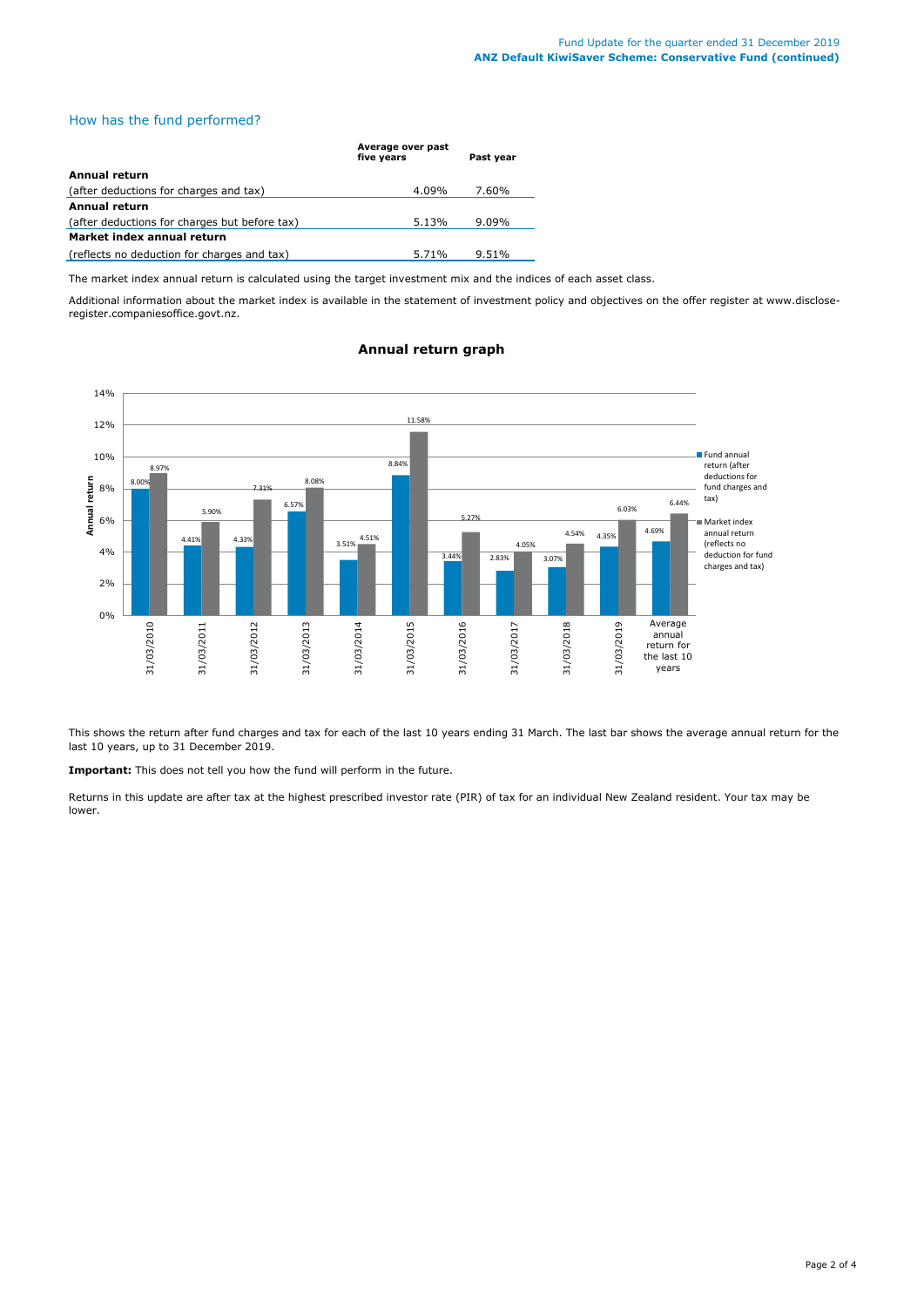## How has the fund performed?

| | Average over past five years | Past year |
|---|---|---|
| **Annual return** | | |
| (after deductions for charges and tax) | 4.09% | 7.60% |
| **Annual return** | | |
| (after deductions for charges but before tax) | 5.13% | 9.09% |
| **Market index annual return** | | |
| (reflects no deduction for charges and tax) | 5.71% | 9.51% |

The market index annual return is calculated using the target investment mix and the indices of each asset class.

Additional information about the market index is available in the statement of investment policy and objectives on the offer register at www.disclose-register.companiesoffice.govt.nz.

### Annual return graph

| | Fund annual return (after deductions for fund charges and tax) | Market index annual return (reflects no deduction for fund charges and tax) |
|---|---|---|
| 31/03/2010 | 8.00% | 8.97% |
| 31/03/2011 | 4.41% | 5.90% |
| 31/03/2012 | 4.33% | 7.31% |
| 31/03/2013 | 6.57% | 8.08% |
| 31/03/2014 | 3.51% | 4.51% |
| 31/03/2015 | 8.84% | 11.58% |
| 31/03/2016 | 3.44% | 5.27% |
| 31/03/2017 | 2.83% | 4.05% |
| 31/03/2018 | 3.07% | 4.54% |
| 31/03/2019 | 4.35% | 6.03% |
| Average annual return for the last 10 years | 4.69% | 6.44% |

This shows the return after fund charges and tax for each of the last 10 years ending 31 March. The last bar shows the average annual return for the last 10 years, up to 31 December 2019.

**Important:** This does not tell you how the fund will perform in the future.

Returns in this update are after tax at the highest prescribed investor rate (PIR) of tax for an individual New Zealand resident. Your tax may be lower.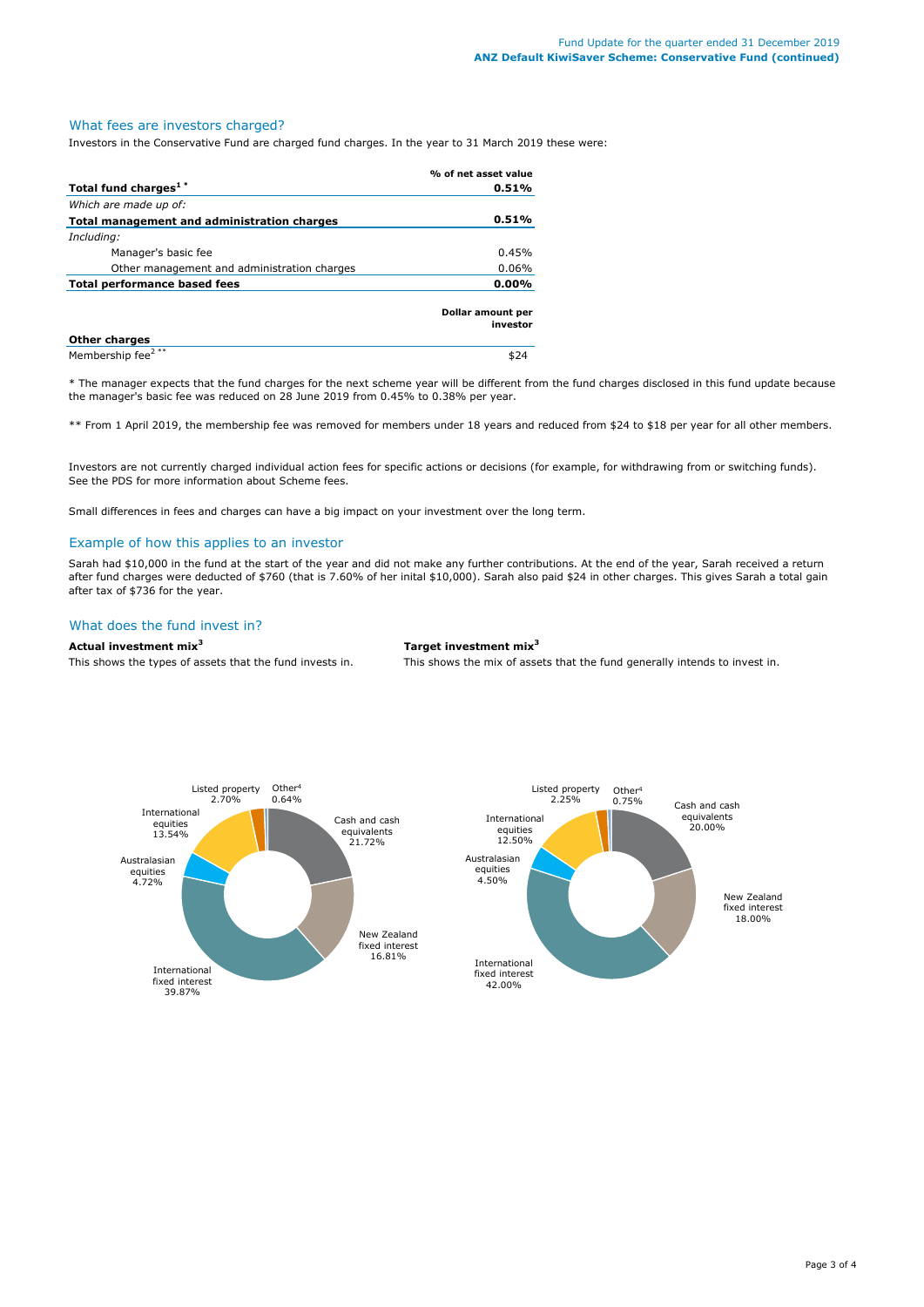## What fees are investors charged?

Investors in the Conservative Fund are charged fund charges. In the year to 31 March 2019 these were:

| | % of net asset value |
|---|---|
| **Total fund charges[1] \*** | **0.51%** |
| *Which are made up of:* | |
| **Total management and administration charges** | **0.51%** |
| *Including:* | |
| Manager's basic fee | 0.45% |
| Other management and administration charges | 0.06% |
| **Total performance based fees** | **0.00%** |

| **Other charges** | **Dollar amount per investor** |
|---|---|
| Membership fee[2] \*\* | $24 |

\* The manager expects that the fund charges for the next scheme year will be different from the fund charges disclosed in this fund update because the manager's basic fee was reduced on 28 June 2019 from 0.45% to 0.38% per year.

\*\* From 1 April 2019, the membership fee was removed for members under 18 years and reduced from $24 to $18 per year for all other members.

Investors are not currently charged individual action fees for specific actions or decisions (for example, for withdrawing from or switching funds). See the PDS for more information about Scheme fees.

Small differences in fees and charges can have a big impact on your investment over the long term.

## Example of how this applies to an investor

Sarah had $10,000 in the fund at the start of the year and did not make any further contributions. At the end of the year, Sarah received a return after fund charges were deducted of $760 (that is 7.60% of her inital $10,000). Sarah also paid $24 in other charges. This gives Sarah a total gain after tax of $736 for the year.

## What does the fund invest in?

**Actual investment mix[3]**

This shows the types of assets that the fund invests in.

| Asset type | Actual |
|---|---|
| Cash and cash equivalents | 21.72% |
| New Zealand fixed interest | 16.81% |
| International fixed interest | 39.87% |
| Australasian equities | 4.72% |
| International equities | 13.54% |
| Listed property | 2.70% |
| Other[4] | 0.64% |

**Target investment mix[3]**

This shows the mix of assets that the fund generally intends to invest in.

| Asset type | Target |
|---|---|
| Cash and cash equivalents | 20.00% |
| New Zealand fixed interest | 18.00% |
| International fixed interest | 42.00% |
| Australasian equities | 4.50% |
| International equities | 12.50% |
| Listed property | 2.25% |
| Other[4] | 0.75% |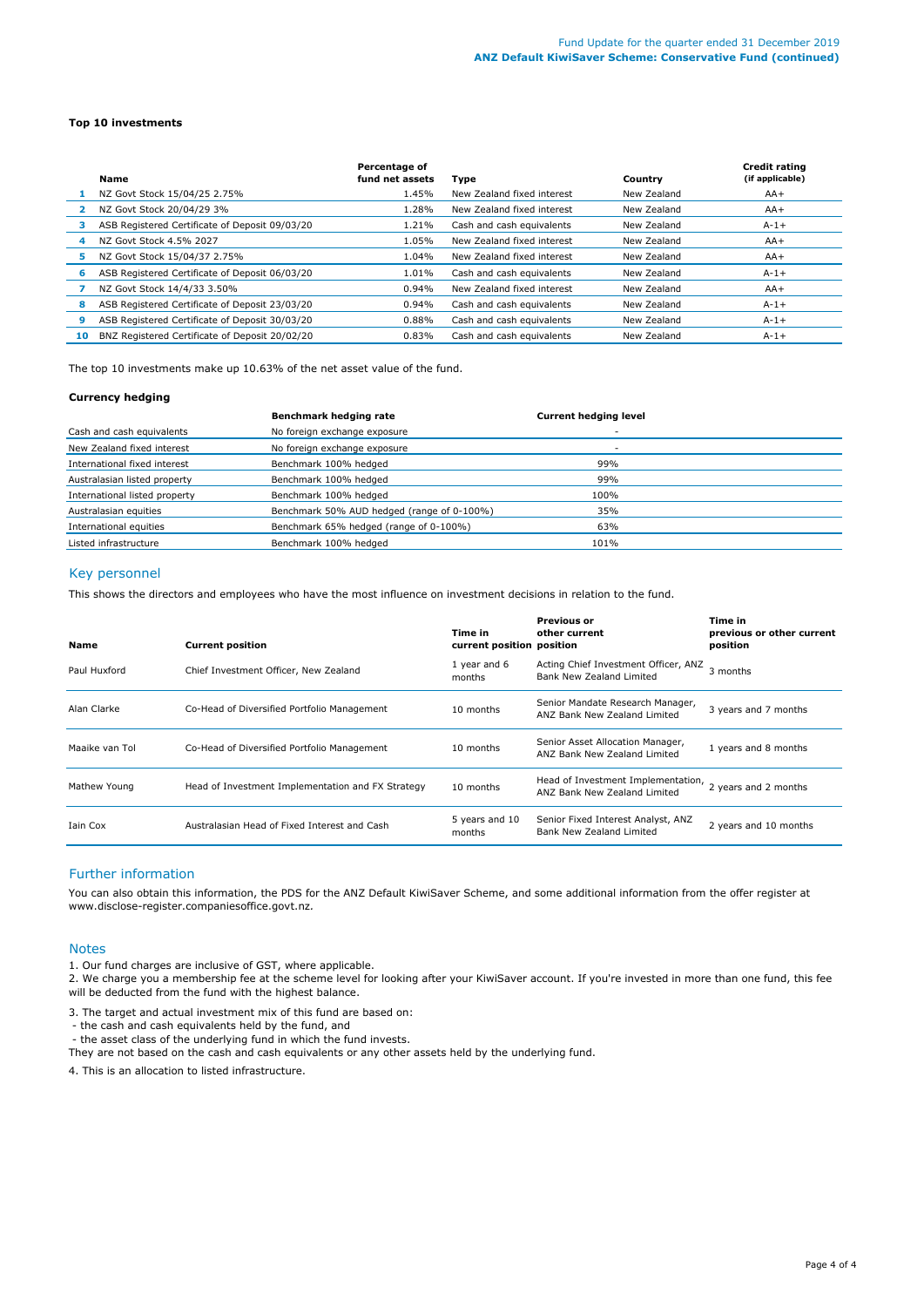### Top 10 investments

| | Name | Percentage of fund net assets | Type | Country | Credit rating (if applicable) |
|---|---|---|---|---|---|
| 1 | NZ Govt Stock 15/04/25 2.75% | 1.45% | New Zealand fixed interest | New Zealand | AA+ |
| 2 | NZ Govt Stock 20/04/29 3% | 1.28% | New Zealand fixed interest | New Zealand | AA+ |
| 3 | ASB Registered Certificate of Deposit 09/03/20 | 1.21% | Cash and cash equivalents | New Zealand | A-1+ |
| 4 | NZ Govt Stock 4.5% 2027 | 1.05% | New Zealand fixed interest | New Zealand | AA+ |
| 5 | NZ Govt Stock 15/04/37 2.75% | 1.04% | New Zealand fixed interest | New Zealand | AA+ |
| 6 | ASB Registered Certificate of Deposit 06/03/20 | 1.01% | Cash and cash equivalents | New Zealand | A-1+ |
| 7 | NZ Govt Stock 14/4/33 3.50% | 0.94% | New Zealand fixed interest | New Zealand | AA+ |
| 8 | ASB Registered Certificate of Deposit 23/03/20 | 0.94% | Cash and cash equivalents | New Zealand | A-1+ |
| 9 | ASB Registered Certificate of Deposit 30/03/20 | 0.88% | Cash and cash equivalents | New Zealand | A-1+ |
| 10 | BNZ Registered Certificate of Deposit 20/02/20 | 0.83% | Cash and cash equivalents | New Zealand | A-1+ |

The top 10 investments make up 10.63% of the net asset value of the fund.

### Currency hedging

| | Benchmark hedging rate | Current hedging level |
|---|---|---|
| Cash and cash equivalents | No foreign exchange exposure | - |
| New Zealand fixed interest | No foreign exchange exposure | - |
| International fixed interest | Benchmark 100% hedged | 99% |
| Australasian listed property | Benchmark 100% hedged | 99% |
| International listed property | Benchmark 100% hedged | 100% |
| Australasian equities | Benchmark 50% AUD hedged (range of 0-100%) | 35% |
| International equities | Benchmark 65% hedged (range of 0-100%) | 63% |
| Listed infrastructure | Benchmark 100% hedged | 101% |

## Key personnel

This shows the directors and employees who have the most influence on investment decisions in relation to the fund.

| Name | Current position | Time in current position | Previous or other current position | Time in previous or other current position |
|---|---|---|---|---|
| Paul Huxford | Chief Investment Officer, New Zealand | 1 year and 6 months | Acting Chief Investment Officer, ANZ Bank New Zealand Limited | 3 months |
| Alan Clarke | Co-Head of Diversified Portfolio Management | 10 months | Senior Mandate Research Manager, ANZ Bank New Zealand Limited | 3 years and 7 months |
| Maaike van Tol | Co-Head of Diversified Portfolio Management | 10 months | Senior Asset Allocation Manager, ANZ Bank New Zealand Limited | 1 years and 8 months |
| Mathew Young | Head of Investment Implementation and FX Strategy | 10 months | Head of Investment Implementation, ANZ Bank New Zealand Limited | 2 years and 2 months |
| Iain Cox | Australasian Head of Fixed Interest and Cash | 5 years and 10 months | Senior Fixed Interest Analyst, ANZ Bank New Zealand Limited | 2 years and 10 months |

## Further information

You can also obtain this information, the PDS for the ANZ Default KiwiSaver Scheme, and some additional information from the offer register at www.disclose-register.companiesoffice.govt.nz.

## Notes

1. Our fund charges are inclusive of GST, where applicable.
2. We charge you a membership fee at the scheme level for looking after your KiwiSaver account. If you're invested in more than one fund, this fee will be deducted from the fund with the highest balance.
3. The target and actual investment mix of this fund are based on:
 - the cash and cash equivalents held by the fund, and
 - the asset class of the underlying fund in which the fund invests.

They are not based on the cash and cash equivalents or any other assets held by the underlying fund.

4. This is an allocation to listed infrastructure.